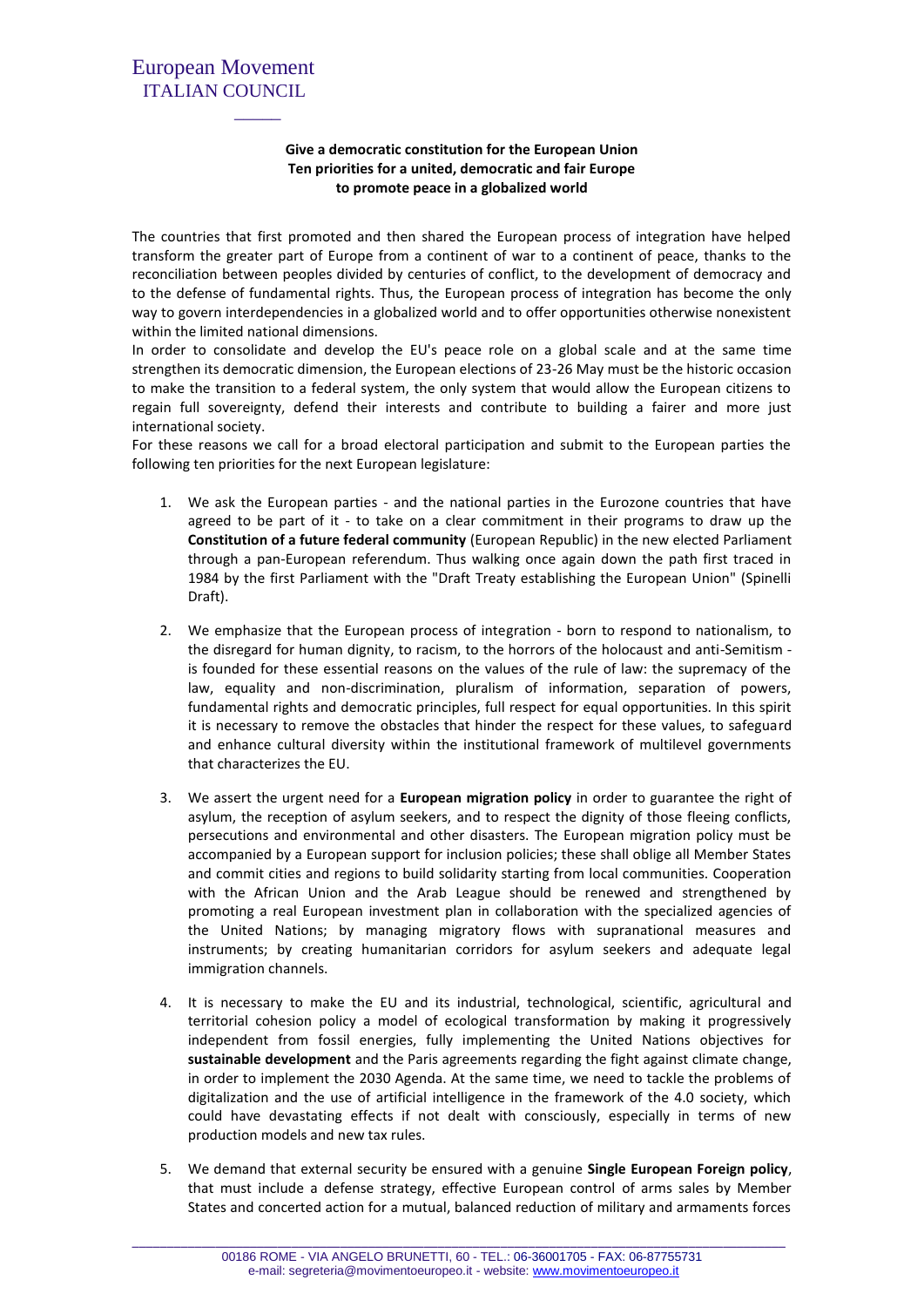European Movement
ITALIAN COUNCIL

**Give a democratic constitution for the European Union**
**Ten priorities for a united, democratic and fair Europe**
**to promote peace in a globalized world**

The countries that first promoted and then shared the European process of integration have helped transform the greater part of Europe from a continent of war to a continent of peace, thanks to the reconciliation between peoples divided by centuries of conflict, to the development of democracy and to the defense of fundamental rights. Thus, the European process of integration has become the only way to govern interdependencies in a globalized world and to offer opportunities otherwise nonexistent within the limited national dimensions.

In order to consolidate and develop the EU's peace role on a global scale and at the same time strengthen its democratic dimension, the European elections of 23-26 May must be the historic occasion to make the transition to a federal system, the only system that would allow the European citizens to regain full sovereignty, defend their interests and contribute to building a fairer and more just international society.

For these reasons we call for a broad electoral participation and submit to the European parties the following ten priorities for the next European legislature:

1. We ask the European parties - and the national parties in the Eurozone countries that have agreed to be part of it - to take on a clear commitment in their programs to draw up the **Constitution of a future federal community** (European Republic) in the new elected Parliament through a pan-European referendum. Thus walking once again down the path first traced in 1984 by the first Parliament with the "Draft Treaty establishing the European Union" (Spinelli Draft).

2. We emphasize that the European process of integration - born to respond to nationalism, to the disregard for human dignity, to racism, to the horrors of the holocaust and anti-Semitism - is founded for these essential reasons on the values of the rule of law: the supremacy of the law, equality and non-discrimination, pluralism of information, separation of powers, fundamental rights and democratic principles, full respect for equal opportunities. In this spirit it is necessary to remove the obstacles that hinder the respect for these values, to safeguard and enhance cultural diversity within the institutional framework of multilevel governments that characterizes the EU.

3. We assert the urgent need for a **European migration policy** in order to guarantee the right of asylum, the reception of asylum seekers, and to respect the dignity of those fleeing conflicts, persecutions and environmental and other disasters. The European migration policy must be accompanied by a European support for inclusion policies; these shall oblige all Member States and commit cities and regions to build solidarity starting from local communities. Cooperation with the African Union and the Arab League should be renewed and strengthened by promoting a real European investment plan in collaboration with the specialized agencies of the United Nations; by managing migratory flows with supranational measures and instruments; by creating humanitarian corridors for asylum seekers and adequate legal immigration channels.

4. It is necessary to make the EU and its industrial, technological, scientific, agricultural and territorial cohesion policy a model of ecological transformation by making it progressively independent from fossil energies, fully implementing the United Nations objectives for **sustainable development** and the Paris agreements regarding the fight against climate change, in order to implement the 2030 Agenda. At the same time, we need to tackle the problems of digitalization and the use of artificial intelligence in the framework of the 4.0 society, which could have devastating effects if not dealt with consciously, especially in terms of new production models and new tax rules.

5. We demand that external security be ensured with a genuine **Single European Foreign policy**, that must include a defense strategy, effective European control of arms sales by Member States and concerted action for a mutual, balanced reduction of military and armaments forces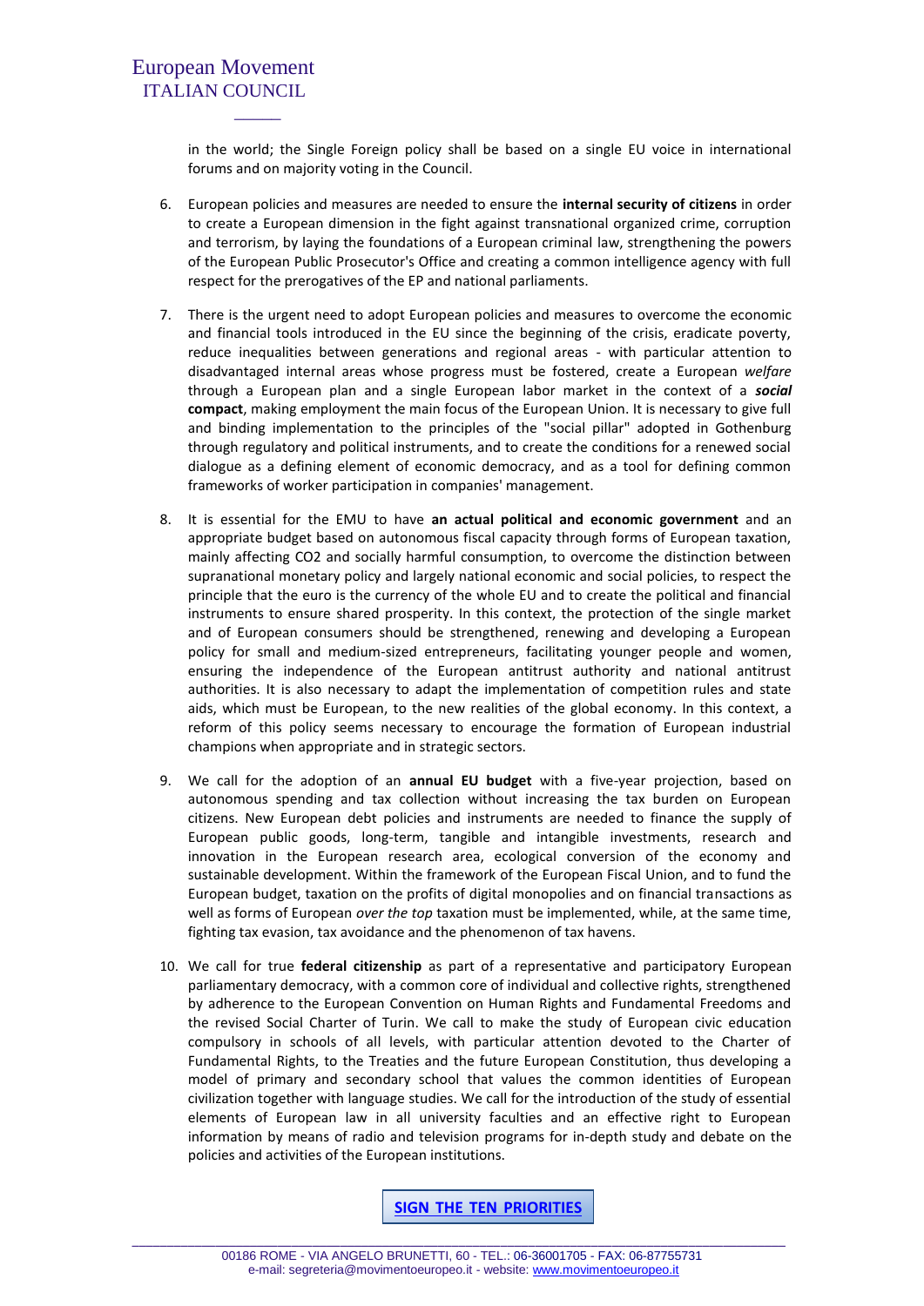in the world; the Single Foreign policy shall be based on a single EU voice in international forums and on majority voting in the Council.

6. European policies and measures are needed to ensure the **internal security of citizens** in order to create a European dimension in the fight against transnational organized crime, corruption and terrorism, by laying the foundations of a European criminal law, strengthening the powers of the European Public Prosecutor's Office and creating a common intelligence agency with full respect for the prerogatives of the EP and national parliaments.

7. There is the urgent need to adopt European policies and measures to overcome the economic and financial tools introduced in the EU since the beginning of the crisis, eradicate poverty, reduce inequalities between generations and regional areas - with particular attention to disadvantaged internal areas whose progress must be fostered, create a European *welfare* through a European plan and a single European labor market in the context of a ***social*** **compact**, making employment the main focus of the European Union. It is necessary to give full and binding implementation to the principles of the "social pillar" adopted in Gothenburg through regulatory and political instruments, and to create the conditions for a renewed social dialogue as a defining element of economic democracy, and as a tool for defining common frameworks of worker participation in companies' management.

8. It is essential for the EMU to have **an actual political and economic government** and an appropriate budget based on autonomous fiscal capacity through forms of European taxation, mainly affecting CO2 and socially harmful consumption, to overcome the distinction between supranational monetary policy and largely national economic and social policies, to respect the principle that the euro is the currency of the whole EU and to create the political and financial instruments to ensure shared prosperity. In this context, the protection of the single market and of European consumers should be strengthened, renewing and developing a European policy for small and medium-sized entrepreneurs, facilitating younger people and women, ensuring the independence of the European antitrust authority and national antitrust authorities. It is also necessary to adapt the implementation of competition rules and state aids, which must be European, to the new realities of the global economy. In this context, a reform of this policy seems necessary to encourage the formation of European industrial champions when appropriate and in strategic sectors.

9. We call for the adoption of an **annual EU budget** with a five-year projection, based on autonomous spending and tax collection without increasing the tax burden on European citizens. New European debt policies and instruments are needed to finance the supply of European public goods, long-term, tangible and intangible investments, research and innovation in the European research area, ecological conversion of the economy and sustainable development. Within the framework of the European Fiscal Union, and to fund the European budget, taxation on the profits of digital monopolies and on financial transactions as well as forms of European *over the top* taxation must be implemented, while, at the same time, fighting tax evasion, tax avoidance and the phenomenon of tax havens.

10. We call for true **federal citizenship** as part of a representative and participatory European parliamentary democracy, with a common core of individual and collective rights, strengthened by adherence to the European Convention on Human Rights and Fundamental Freedoms and the revised Social Charter of Turin. We call to make the study of European civic education compulsory in schools of all levels, with particular attention devoted to the Charter of Fundamental Rights, to the Treaties and the future European Constitution, thus developing a model of primary and secondary school that values the common identities of European civilization together with language studies. We call for the introduction of the study of essential elements of European law in all university faculties and an effective right to European information by means of radio and television programs for in-depth study and debate on the policies and activities of the European institutions.

**SIGN THE TEN PRIORITIES**